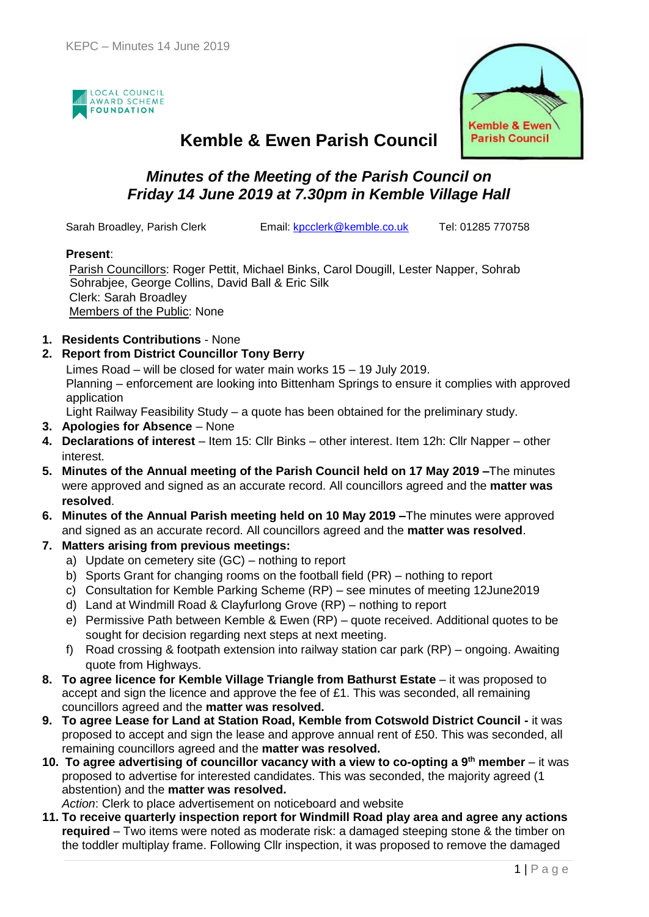# Kemble & Ewen Parish Council

## *Minutes of the Meeting of the Parish Council on Friday 14 June 2019 at 7.30pm in Kemble Village Hall*

Sarah Broadley, Parish Clerk    Email: kpcclerk@kemble.co.uk    Tel: 01285 770758

**Present**:
Parish Councillors: Roger Pettit, Michael Binks, Carol Dougill, Lester Napper, Sohrab Sohrabjee, George Collins, David Ball & Eric Silk
Clerk: Sarah Broadley
Members of the Public: None

1. **Residents Contributions** - None
2. **Report from District Councillor Tony Berry**
   Limes Road – will be closed for water main works 15 – 19 July 2019.
   Planning – enforcement are looking into Bittenham Springs to ensure it complies with approved application
   Light Railway Feasibility Study – a quote has been obtained for the preliminary study.
3. **Apologies for Absence** – None
4. **Declarations of interest** – Item 15: Cllr Binks – other interest. Item 12h: Cllr Napper – other interest.
5. **Minutes of the Annual meeting of the Parish Council held on 17 May 2019 –**The minutes were approved and signed as an accurate record. All councillors agreed and the **matter was resolved**.
6. **Minutes of the Annual Parish meeting held on 10 May 2019 –**The minutes were approved and signed as an accurate record. All councillors agreed and the **matter was resolved**.
7. **Matters arising from previous meetings:**
   a) Update on cemetery site (GC) – nothing to report
   b) Sports Grant for changing rooms on the football field (PR) – nothing to report
   c) Consultation for Kemble Parking Scheme (RP) – see minutes of meeting 12June2019
   d) Land at Windmill Road & Clayfurlong Grove (RP) – nothing to report
   e) Permissive Path between Kemble & Ewen (RP) – quote received. Additional quotes to be sought for decision regarding next steps at next meeting.
   f) Road crossing & footpath extension into railway station car park (RP) – ongoing. Awaiting quote from Highways.
8. **To agree licence for Kemble Village Triangle from Bathurst Estate** – it was proposed to accept and sign the licence and approve the fee of £1. This was seconded, all remaining councillors agreed and the **matter was resolved.**
9. **To agree Lease for Land at Station Road, Kemble from Cotswold District Council -** it was proposed to accept and sign the lease and approve annual rent of £50. This was seconded, all remaining councillors agreed and the **matter was resolved.**
10. **To agree advertising of councillor vacancy with a view to co-opting a 9th member** – it was proposed to advertise for interested candidates. This was seconded, the majority agreed (1 abstention) and the **matter was resolved.**
    *Action*: Clerk to place advertisement on noticeboard and website
11. **To receive quarterly inspection report for Windmill Road play area and agree any actions required** – Two items were noted as moderate risk: a damaged steeping stone & the timber on the toddler multiplay frame. Following Cllr inspection, it was proposed to remove the damaged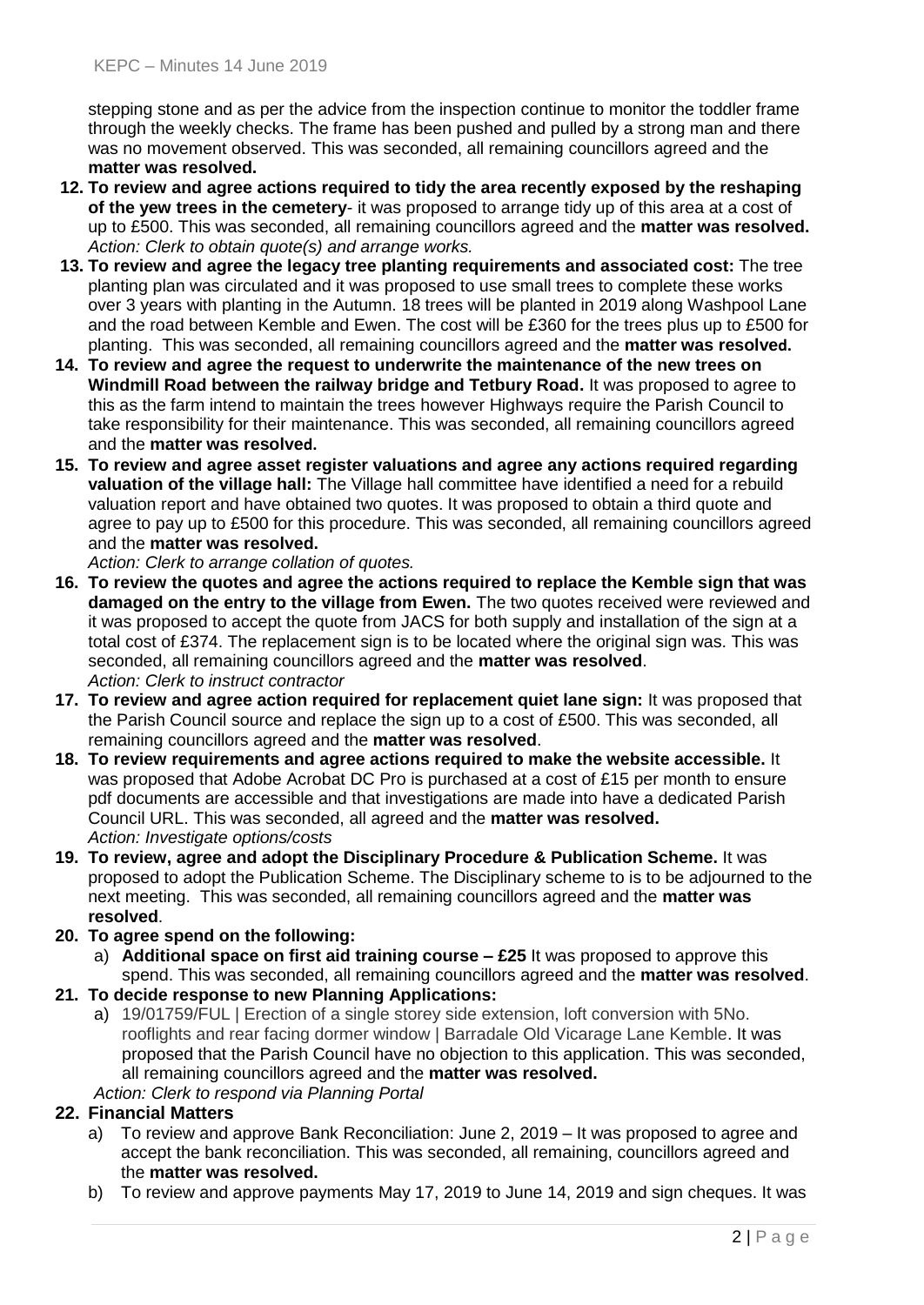stepping stone and as per the advice from the inspection continue to monitor the toddler frame through the weekly checks. The frame has been pushed and pulled by a strong man and there was no movement observed. This was seconded, all remaining councillors agreed and the **matter was resolved.**

12. **To review and agree actions required to tidy the area recently exposed by the reshaping of the yew trees in the cemetery**- it was proposed to arrange tidy up of this area at a cost of up to £500. This was seconded, all remaining councillors agreed and the **matter was resolved.**
    *Action: Clerk to obtain quote(s) and arrange works.*
13. **To review and agree the legacy tree planting requirements and associated cost:** The tree planting plan was circulated and it was proposed to use small trees to complete these works over 3 years with planting in the Autumn. 18 trees will be planted in 2019 along Washpool Lane and the road between Kemble and Ewen. The cost will be £360 for the trees plus up to £500 for planting. This was seconded, all remaining councillors agreed and the **matter was resolved.**
14. **To review and agree the request to underwrite the maintenance of the new trees on Windmill Road between the railway bridge and Tetbury Road.** It was proposed to agree to this as the farm intend to maintain the trees however Highways require the Parish Council to take responsibility for their maintenance. This was seconded, all remaining councillors agreed and the **matter was resolved.**
15. **To review and agree asset register valuations and agree any actions required regarding valuation of the village hall:** The Village hall committee have identified a need for a rebuild valuation report and have obtained two quotes. It was proposed to obtain a third quote and agree to pay up to £500 for this procedure. This was seconded, all remaining councillors agreed and the **matter was resolved.**
    *Action: Clerk to arrange collation of quotes.*
16. **To review the quotes and agree the actions required to replace the Kemble sign that was damaged on the entry to the village from Ewen.** The two quotes received were reviewed and it was proposed to accept the quote from JACS for both supply and installation of the sign at a total cost of £374. The replacement sign is to be located where the original sign was. This was seconded, all remaining councillors agreed and the **matter was resolved**.
    *Action: Clerk to instruct contractor*
17. **To review and agree action required for replacement quiet lane sign:** It was proposed that the Parish Council source and replace the sign up to a cost of £500. This was seconded, all remaining councillors agreed and the **matter was resolved**.
18. **To review requirements and agree actions required to make the website accessible.** It was proposed that Adobe Acrobat DC Pro is purchased at a cost of £15 per month to ensure pdf documents are accessible and that investigations are made into have a dedicated Parish Council URL. This was seconded, all agreed and the **matter was resolved.**
    *Action: Investigate options/costs*
19. **To review, agree and adopt the Disciplinary Procedure & Publication Scheme.** It was proposed to adopt the Publication Scheme. The Disciplinary scheme to is to be adjourned to the next meeting. This was seconded, all remaining councillors agreed and the **matter was resolved**.
20. **To agree spend on the following:**
    a) **Additional space on first aid training course – £25** It was proposed to approve this spend. This was seconded, all remaining councillors agreed and the **matter was resolved**.
21. **To decide response to new Planning Applications:**
    a) 19/01759/FUL | Erection of a single storey side extension, loft conversion with 5No. rooflights and rear facing dormer window | Barradale Old Vicarage Lane Kemble. It was proposed that the Parish Council have no objection to this application. This was seconded, all remaining councillors agreed and the **matter was resolved.**
    *Action: Clerk to respond via Planning Portal*
22. **Financial Matters**
    a) To review and approve Bank Reconciliation: June 2, 2019 – It was proposed to agree and accept the bank reconciliation. This was seconded, all remaining, councillors agreed and the **matter was resolved.**
    b) To review and approve payments May 17, 2019 to June 14, 2019 and sign cheques. It was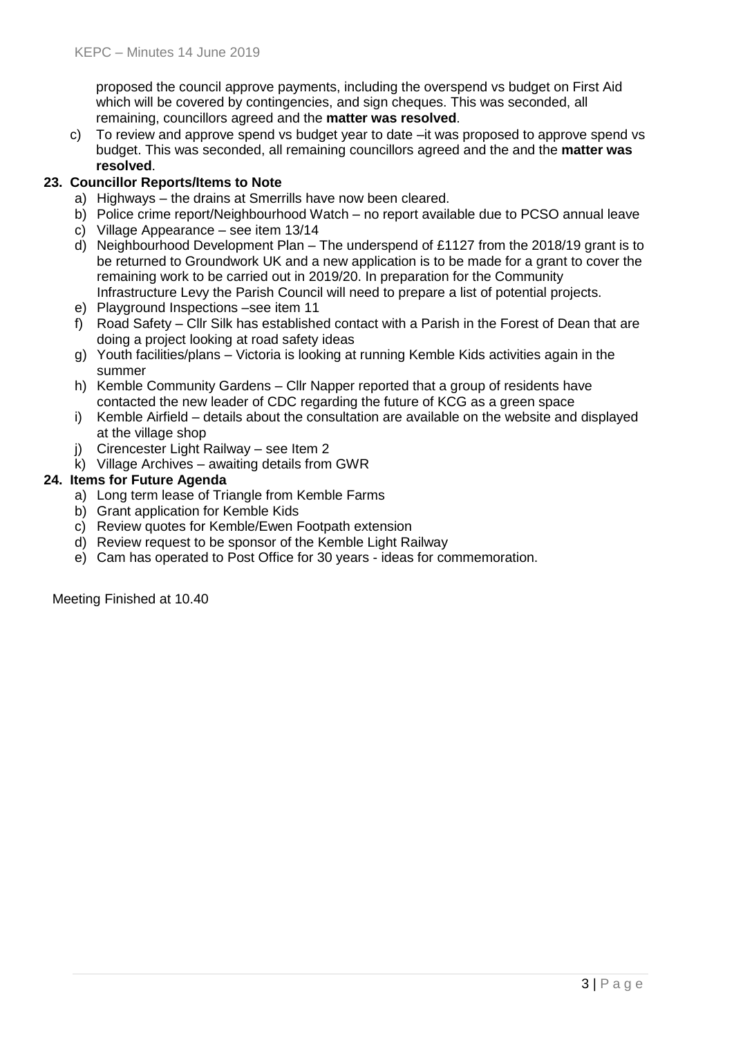proposed the council approve payments, including the overspend vs budget on First Aid which will be covered by contingencies, and sign cheques. This was seconded, all remaining, councillors agreed and the **matter was resolved**.

c) To review and approve spend vs budget year to date –it was proposed to approve spend vs budget. This was seconded, all remaining councillors agreed and the and the **matter was resolved**.

**23. Councillor Reports/Items to Note**

a) Highways – the drains at Smerrills have now been cleared.
b) Police crime report/Neighbourhood Watch – no report available due to PCSO annual leave
c) Village Appearance – see item 13/14
d) Neighbourhood Development Plan – The underspend of £1127 from the 2018/19 grant is to be returned to Groundwork UK and a new application is to be made for a grant to cover the remaining work to be carried out in 2019/20. In preparation for the Community Infrastructure Levy the Parish Council will need to prepare a list of potential projects.
e) Playground Inspections –see item 11
f) Road Safety – Cllr Silk has established contact with a Parish in the Forest of Dean that are doing a project looking at road safety ideas
g) Youth facilities/plans – Victoria is looking at running Kemble Kids activities again in the summer
h) Kemble Community Gardens – Cllr Napper reported that a group of residents have contacted the new leader of CDC regarding the future of KCG as a green space
i) Kemble Airfield – details about the consultation are available on the website and displayed at the village shop
j) Cirencester Light Railway – see Item 2
k) Village Archives – awaiting details from GWR

**24. Items for Future Agenda**

a) Long term lease of Triangle from Kemble Farms
b) Grant application for Kemble Kids
c) Review quotes for Kemble/Ewen Footpath extension
d) Review request to be sponsor of the Kemble Light Railway
e) Cam has operated to Post Office for 30 years - ideas for commemoration.

Meeting Finished at 10.40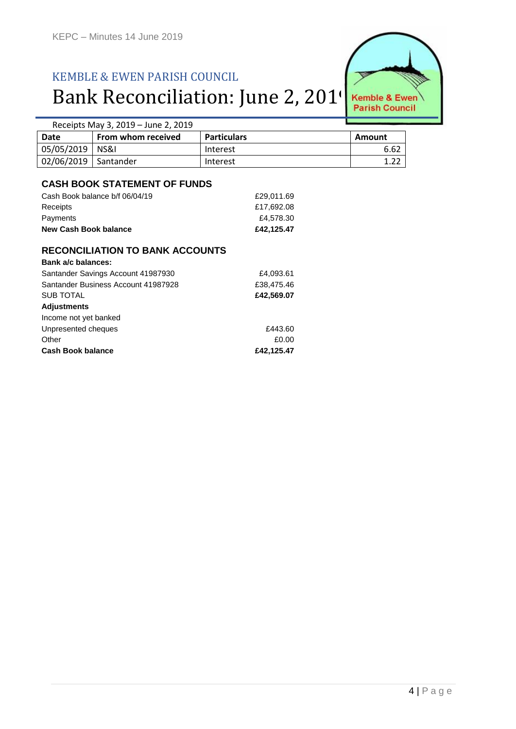## KEMBLE & EWEN PARISH COUNCIL

# Bank Reconciliation: June 2, 2019

Receipts May 3, 2019 – June 2, 2019

| Date | From whom received | Particulars | Amount |
|---|---|---|---|
| 05/05/2019 | NS&I | Interest | 6.62 |
| 02/06/2019 | Santander | Interest | 1.22 |

### CASH BOOK STATEMENT OF FUNDS

| | |
|---|---|
| Cash Book balance b/f 06/04/19 | £29,011.69 |
| Receipts | £17,692.08 |
| Payments | £4,578.30 |
| **New Cash Book balance** | **£42,125.47** |

### RECONCILIATION TO BANK ACCOUNTS

| | |
|---|---|
| **Bank a/c balances:** | |
| Santander Savings Account 41987930 | £4,093.61 |
| Santander Business Account 41987928 | £38,475.46 |
| SUB TOTAL | **£42,569.07** |
| **Adjustments** | |
| Income not yet banked | |
| Unpresented cheques | £443.60 |
| Other | £0.00 |
| **Cash Book balance** | **£42,125.47** |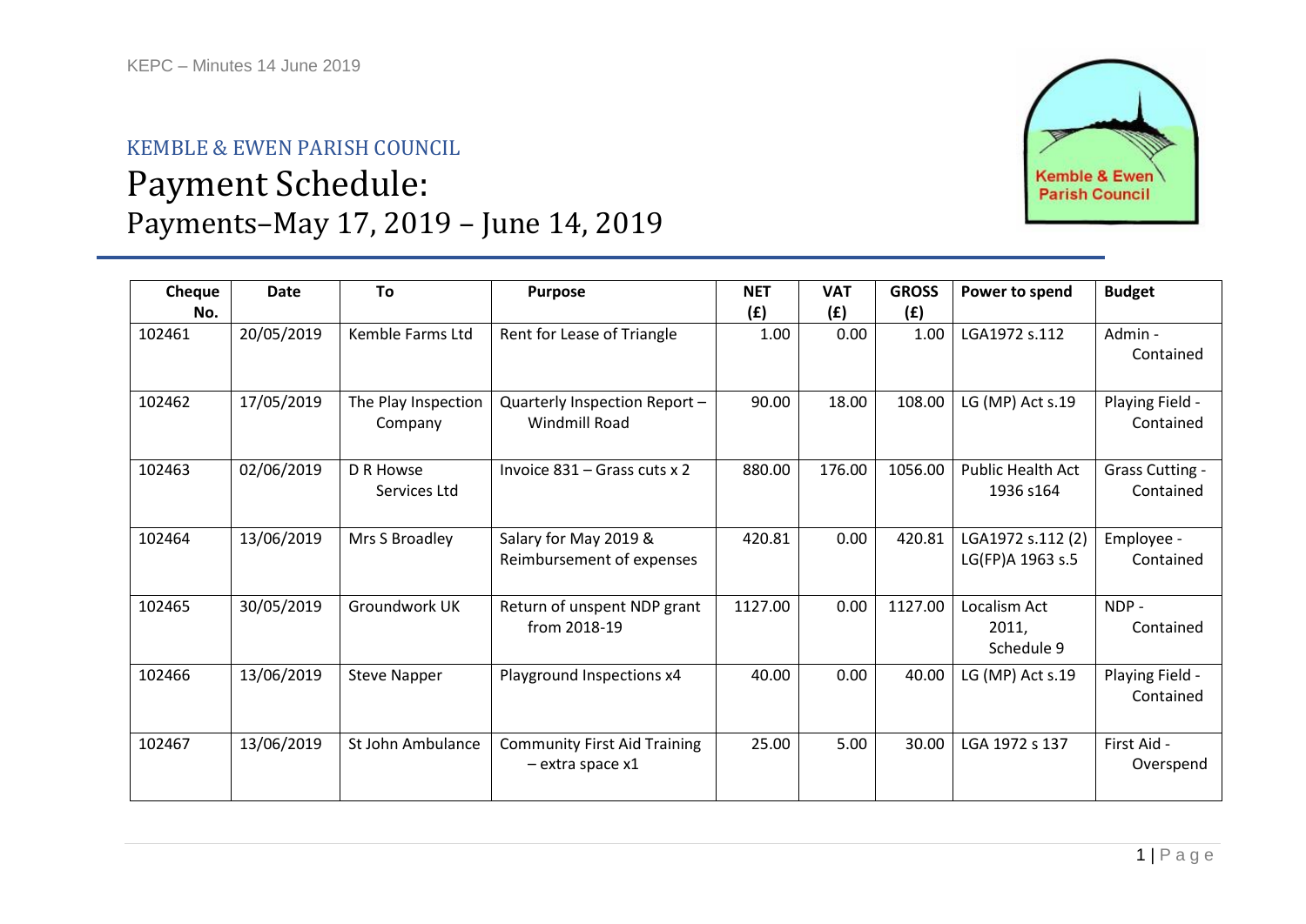KEMBLE & EWEN PARISH COUNCIL

# Payment Schedule:
## Payments–May 17, 2019 – June 14, 2019

| Cheque No. | Date | To | Purpose | NET (£) | VAT (£) | GROSS (£) | Power to spend | Budget |
|---|---|---|---|---|---|---|---|---|
| 102461 | 20/05/2019 | Kemble Farms Ltd | Rent for Lease of Triangle | 1.00 | 0.00 | 1.00 | LGA1972 s.112 | Admin - Contained |
| 102462 | 17/05/2019 | The Play Inspection Company | Quarterly Inspection Report – Windmill Road | 90.00 | 18.00 | 108.00 | LG (MP) Act s.19 | Playing Field - Contained |
| 102463 | 02/06/2019 | D R Howse Services Ltd | Invoice 831 – Grass cuts x 2 | 880.00 | 176.00 | 1056.00 | Public Health Act 1936 s164 | Grass Cutting - Contained |
| 102464 | 13/06/2019 | Mrs S Broadley | Salary for May 2019 & Reimbursement of expenses | 420.81 | 0.00 | 420.81 | LGA1972 s.112 (2) LG(FP)A 1963 s.5 | Employee - Contained |
| 102465 | 30/05/2019 | Groundwork UK | Return of unspent NDP grant from 2018-19 | 1127.00 | 0.00 | 1127.00 | Localism Act 2011, Schedule 9 | NDP - Contained |
| 102466 | 13/06/2019 | Steve Napper | Playground Inspections x4 | 40.00 | 0.00 | 40.00 | LG (MP) Act s.19 | Playing Field - Contained |
| 102467 | 13/06/2019 | St John Ambulance | Community First Aid Training – extra space x1 | 25.00 | 5.00 | 30.00 | LGA 1972 s 137 | First Aid - Overspend |